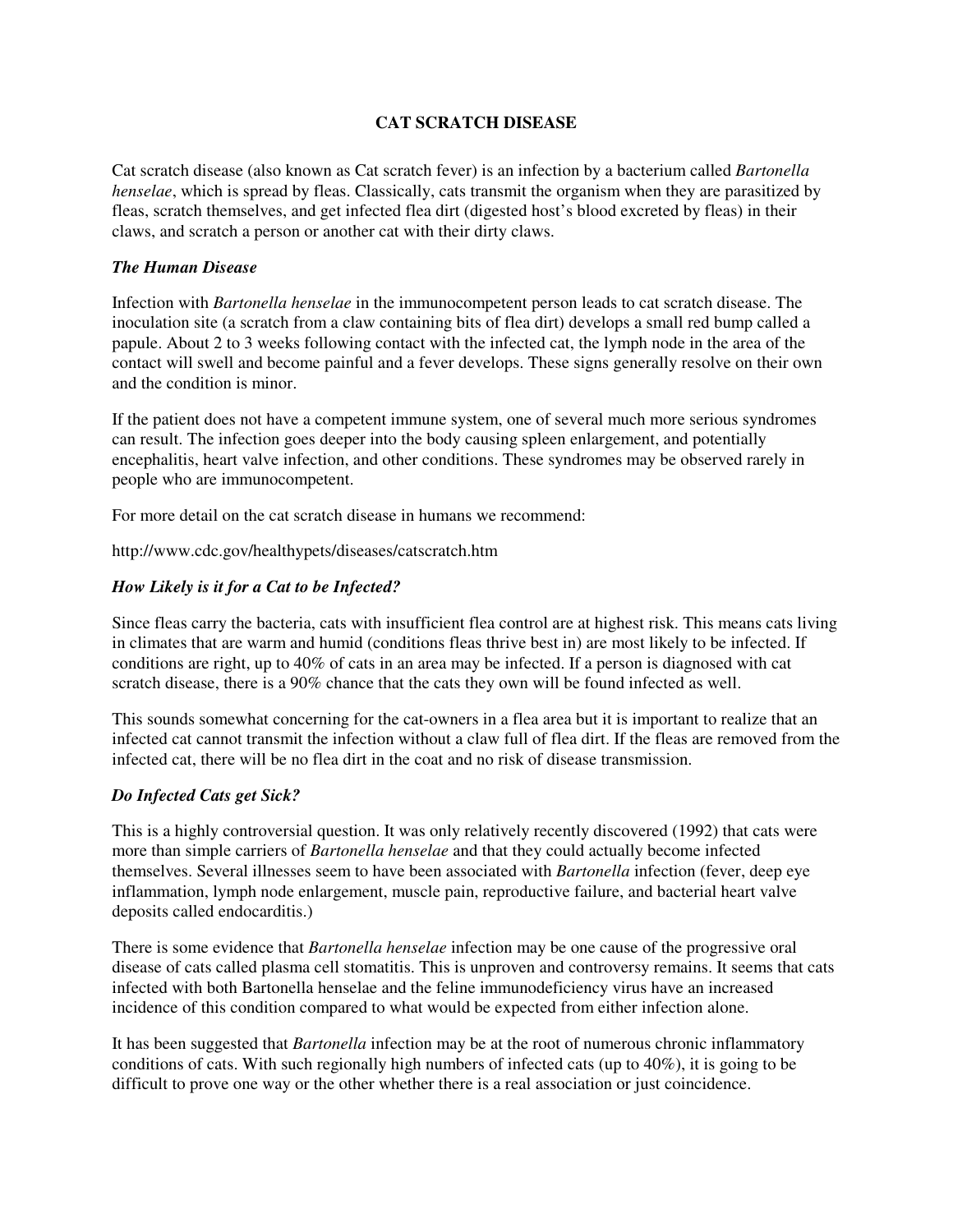# CAT SCRATCH DISEASE

Cat scratch disease (also known as Cat scratch fever) is an infection by a bacterium called *Bartonella henselae*, which is spread by fleas. Classically, cats transmit the organism when they are parasitized by fleas, scratch themselves, and get infected flea dirt (digested host's blood excreted by fleas) in their claws, and scratch a person or another cat with their dirty claws.

## *The Human Disease*

Infection with *Bartonella henselae* in the immunocompetent person leads to cat scratch disease. The inoculation site (a scratch from a claw containing bits of flea dirt) develops a small red bump called a papule. About 2 to 3 weeks following contact with the infected cat, the lymph node in the area of the contact will swell and become painful and a fever develops. These signs generally resolve on their own and the condition is minor.

If the patient does not have a competent immune system, one of several much more serious syndromes can result. The infection goes deeper into the body causing spleen enlargement, and potentially encephalitis, heart valve infection, and other conditions. These syndromes may be observed rarely in people who are immunocompetent.

For more detail on the cat scratch disease in humans we recommend:

http://www.cdc.gov/healthypets/diseases/catscratch.htm

## *How Likely is it for a Cat to be Infected?*

Since fleas carry the bacteria, cats with insufficient flea control are at highest risk. This means cats living in climates that are warm and humid (conditions fleas thrive best in) are most likely to be infected. If conditions are right, up to 40% of cats in an area may be infected. If a person is diagnosed with cat scratch disease, there is a 90% chance that the cats they own will be found infected as well.

This sounds somewhat concerning for the cat-owners in a flea area but it is important to realize that an infected cat cannot transmit the infection without a claw full of flea dirt. If the fleas are removed from the infected cat, there will be no flea dirt in the coat and no risk of disease transmission.

## *Do Infected Cats get Sick?*

This is a highly controversial question. It was only relatively recently discovered (1992) that cats were more than simple carriers of *Bartonella henselae* and that they could actually become infected themselves. Several illnesses seem to have been associated with *Bartonella* infection (fever, deep eye inflammation, lymph node enlargement, muscle pain, reproductive failure, and bacterial heart valve deposits called endocarditis.)

There is some evidence that *Bartonella henselae* infection may be one cause of the progressive oral disease of cats called plasma cell stomatitis. This is unproven and controversy remains. It seems that cats infected with both Bartonella henselae and the feline immunodeficiency virus have an increased incidence of this condition compared to what would be expected from either infection alone.

It has been suggested that *Bartonella* infection may be at the root of numerous chronic inflammatory conditions of cats. With such regionally high numbers of infected cats (up to 40%), it is going to be difficult to prove one way or the other whether there is a real association or just coincidence.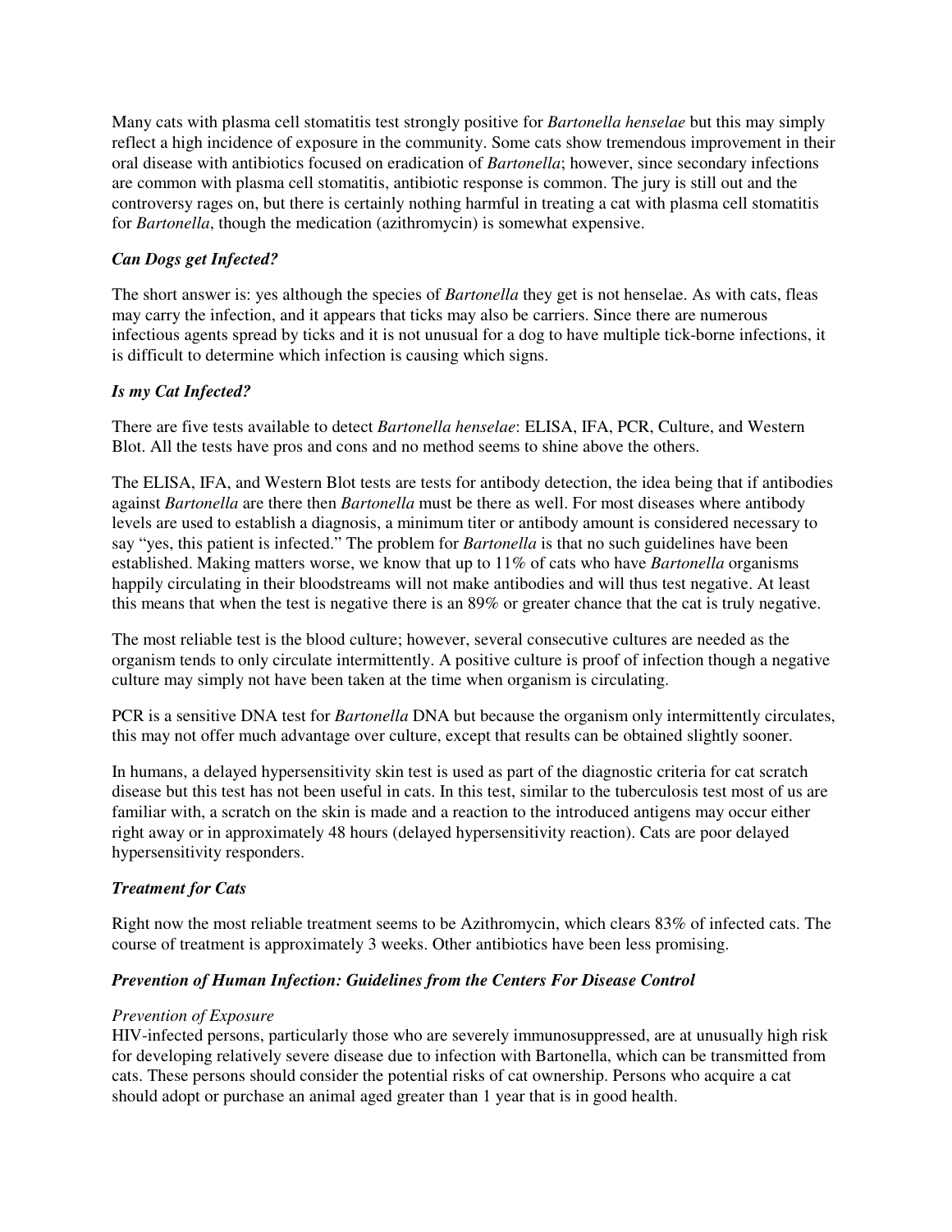Many cats with plasma cell stomatitis test strongly positive for *Bartonella henselae* but this may simply reflect a high incidence of exposure in the community. Some cats show tremendous improvement in their oral disease with antibiotics focused on eradication of *Bartonella*; however, since secondary infections are common with plasma cell stomatitis, antibiotic response is common. The jury is still out and the controversy rages on, but there is certainly nothing harmful in treating a cat with plasma cell stomatitis for *Bartonella*, though the medication (azithromycin) is somewhat expensive.

### *Can Dogs get Infected?*

The short answer is: yes although the species of *Bartonella* they get is not henselae. As with cats, fleas may carry the infection, and it appears that ticks may also be carriers. Since there are numerous infectious agents spread by ticks and it is not unusual for a dog to have multiple tick-borne infections, it is difficult to determine which infection is causing which signs.

### *Is my Cat Infected?*

There are five tests available to detect *Bartonella henselae*: ELISA, IFA, PCR, Culture, and Western Blot. All the tests have pros and cons and no method seems to shine above the others.

The ELISA, IFA, and Western Blot tests are tests for antibody detection, the idea being that if antibodies against *Bartonella* are there then *Bartonella* must be there as well. For most diseases where antibody levels are used to establish a diagnosis, a minimum titer or antibody amount is considered necessary to say "yes, this patient is infected." The problem for *Bartonella* is that no such guidelines have been established. Making matters worse, we know that up to 11% of cats who have *Bartonella* organisms happily circulating in their bloodstreams will not make antibodies and will thus test negative. At least this means that when the test is negative there is an 89% or greater chance that the cat is truly negative.

The most reliable test is the blood culture; however, several consecutive cultures are needed as the organism tends to only circulate intermittently. A positive culture is proof of infection though a negative culture may simply not have been taken at the time when organism is circulating.

PCR is a sensitive DNA test for *Bartonella* DNA but because the organism only intermittently circulates, this may not offer much advantage over culture, except that results can be obtained slightly sooner.

In humans, a delayed hypersensitivity skin test is used as part of the diagnostic criteria for cat scratch disease but this test has not been useful in cats. In this test, similar to the tuberculosis test most of us are familiar with, a scratch on the skin is made and a reaction to the introduced antigens may occur either right away or in approximately 48 hours (delayed hypersensitivity reaction). Cats are poor delayed hypersensitivity responders.

### *Treatment for Cats*

Right now the most reliable treatment seems to be Azithromycin, which clears 83% of infected cats. The course of treatment is approximately 3 weeks. Other antibiotics have been less promising.

### *Prevention of Human Infection: Guidelines from the Centers For Disease Control*

*Prevention of Exposure*

HIV-infected persons, particularly those who are severely immunosuppressed, are at unusually high risk for developing relatively severe disease due to infection with Bartonella, which can be transmitted from cats. These persons should consider the potential risks of cat ownership. Persons who acquire a cat should adopt or purchase an animal aged greater than 1 year that is in good health.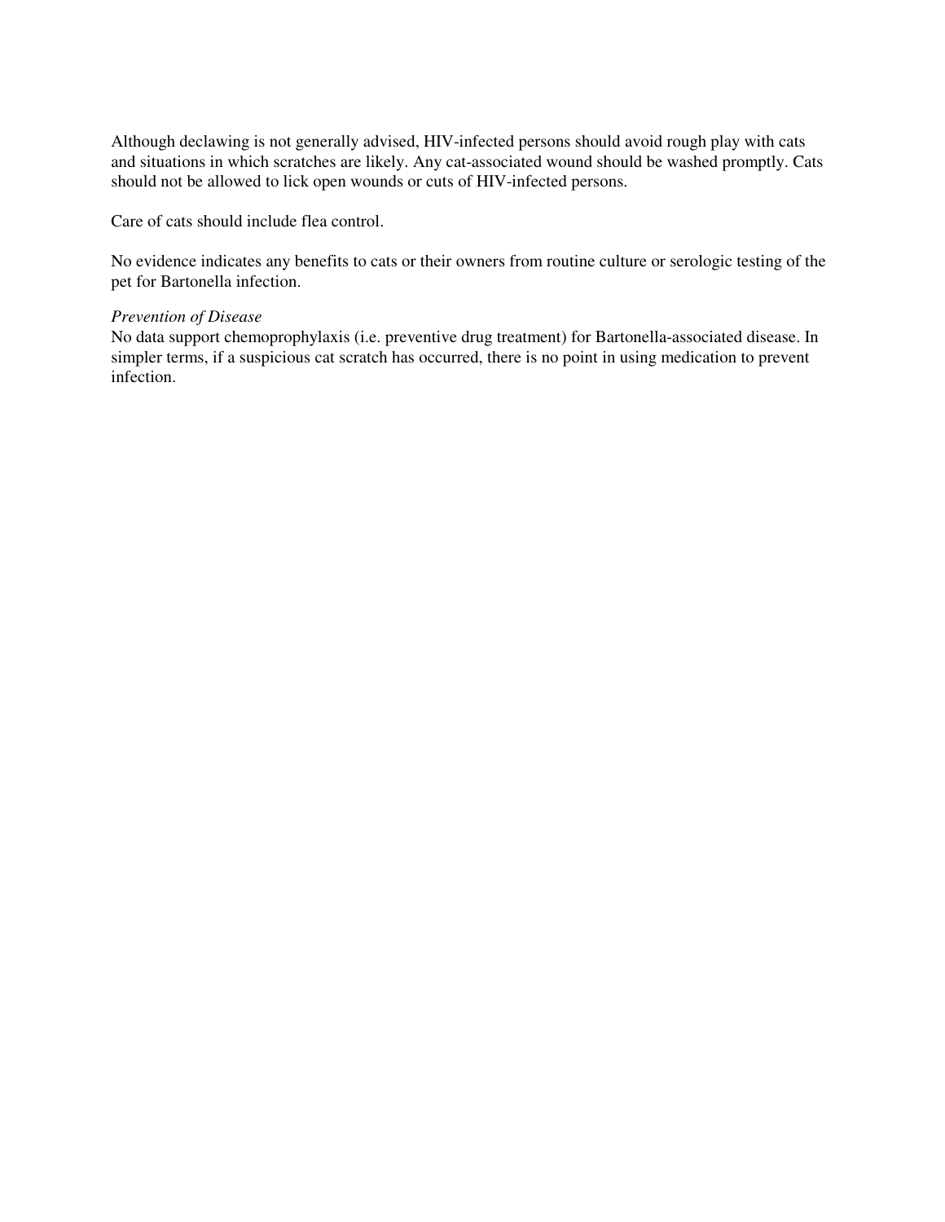Although declawing is not generally advised, HIV-infected persons should avoid rough play with cats and situations in which scratches are likely. Any cat-associated wound should be washed promptly. Cats should not be allowed to lick open wounds or cuts of HIV-infected persons.

Care of cats should include flea control.

No evidence indicates any benefits to cats or their owners from routine culture or serologic testing of the pet for Bartonella infection.

*Prevention of Disease*

No data support chemoprophylaxis (i.e. preventive drug treatment) for Bartonella-associated disease. In simpler terms, if a suspicious cat scratch has occurred, there is no point in using medication to prevent infection.